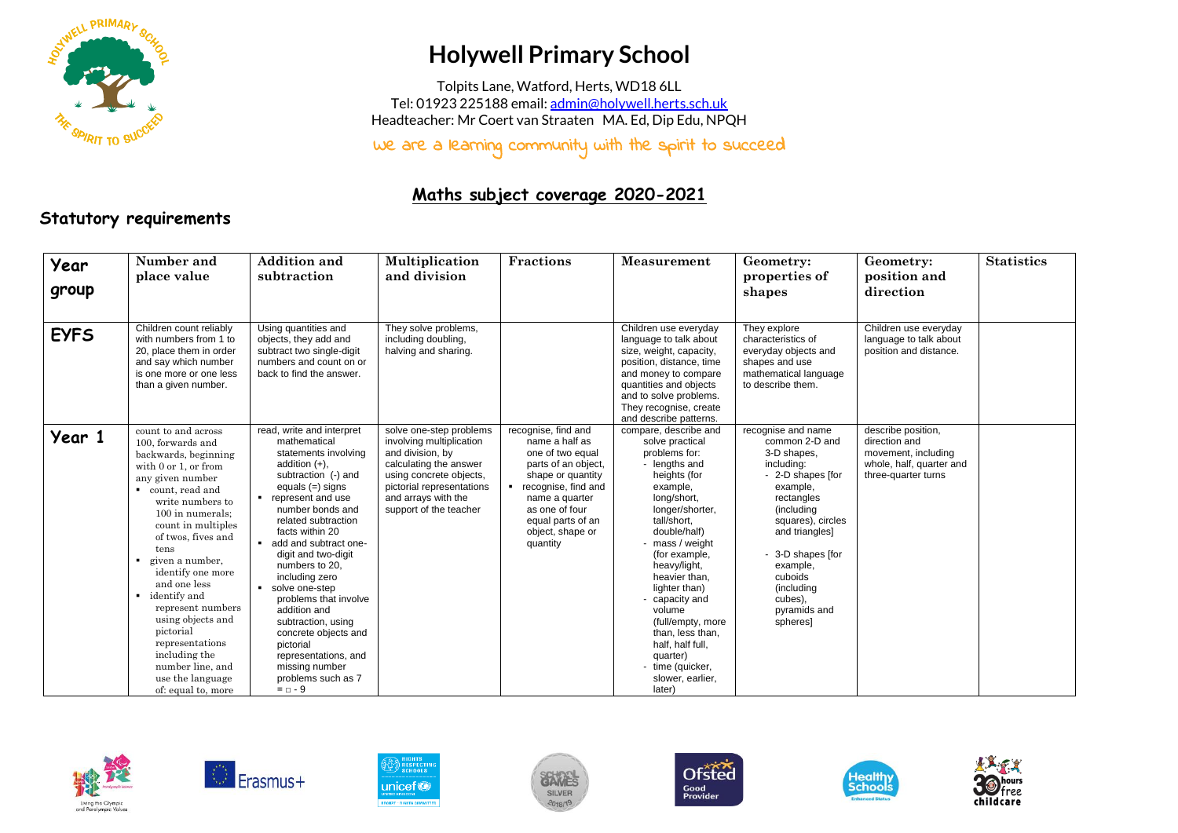# Holywell Primary School

Tolpits Lane, Watford, Herts, WD18 6LL
Tel: 01923 225188 email: admin@holywell.herts.sch.uk
Headteacher: Mr Coert van Straaten MA. Ed, Dip Edu, NPQH

We are a learning community with the spirit to succeed

## Maths subject coverage 2020-2021

### Statutory requirements

| Year group | Number and place value | Addition and subtraction | Multiplication and division | Fractions | Measurement | Geometry: properties of shapes | Geometry: position and direction | Statistics |
|---|---|---|---|---|---|---|---|---|
| **EYFS** | Children count reliably with numbers from 1 to 20, place them in order and say which number is one more or one less than a given number. | Using quantities and objects, they add and subtract two single-digit numbers and count on or back to find the answer. | They solve problems, including doubling, halving and sharing. | | Children use everyday language to talk about size, weight, capacity, position, distance, time and money to compare quantities and objects and to solve problems. They recognise, create and describe patterns. | They explore characteristics of everyday objects and shapes and use mathematical language to describe them. | Children use everyday language to talk about position and distance. | |
| **Year 1** | count to and across 100, forwards and backwards, beginning with 0 or 1, or from any given number <br> ▪ count, read and write numbers to 100 in numerals; count in multiples of twos, fives and tens <br> ▪ given a number, identify one more and one less <br> ▪ identify and represent numbers using objects and pictorial representations including the number line, and use the language of: equal to, more | read, write and interpret mathematical statements involving addition (+), subtraction (-) and equals (=) signs <br> ▪ represent and use number bonds and related subtraction facts within 20 <br> ▪ add and subtract one-digit and two-digit numbers to 20, including zero <br> ▪ solve one-step problems that involve addition and subtraction, using concrete objects and pictorial representations, and missing number problems such as 7 = □ - 9 | solve one-step problems involving multiplication and division, by calculating the answer using concrete objects, pictorial representations and arrays with the support of the teacher | recognise, find and name a half as one of two equal parts of an object, shape or quantity <br> ▪ recognise, find and name a quarter as one of four equal parts of an object, shape or quantity | compare, describe and solve practical problems for: <br> - lengths and heights (for example, long/short, longer/shorter, tall/short, double/half) <br> - mass / weight (for example, heavy/light, heavier than, lighter than) <br> - capacity and volume (full/empty, more than, less than, half, half full, quarter) <br> - time (quicker, slower, earlier, later) | recognise and name common 2-D and 3-D shapes, including: <br> - 2-D shapes [for example, rectangles (including squares), circles and triangles] <br> - 3-D shapes [for example, cuboids (including cubes), pyramids and spheres] | describe position, direction and movement, including whole, half, quarter and three-quarter turns | |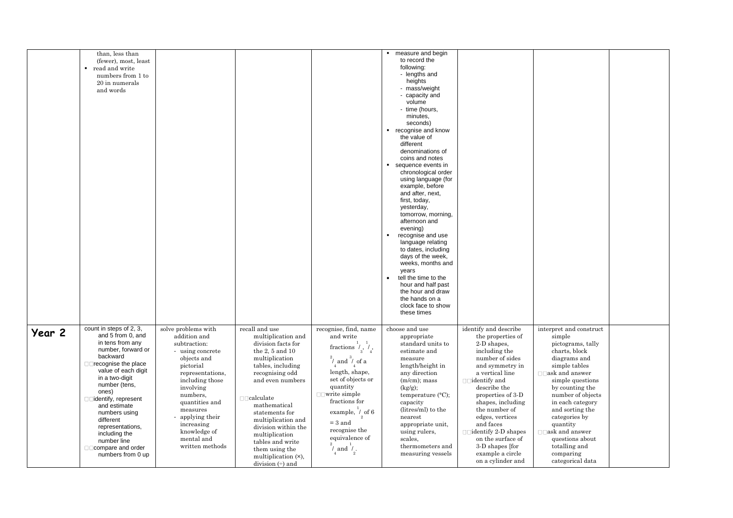| | | | | | | | | |
|---|---|---|---|---|---|---|---|---|
| | than, less than (fewer), most, least<br>▪ read and write numbers from 1 to 20 in numerals and words | | | | ▪ measure and begin to record the following:<br>- lengths and heights<br>- mass/weight<br>- capacity and volume<br>- time (hours, minutes, seconds)<br>▪ recognise and know the value of different denominations of coins and notes<br>▪ sequence events in chronological order using language (for example, before and after, next, first, today, yesterday, tomorrow, morning, afternoon and evening)<br>▪ recognise and use language relating to dates, including days of the week, weeks, months and years<br>• tell the time to the hour and half past the hour and draw the hands on a clock face to show these times | | | |
| **Year 2** | count in steps of 2, 3, and 5 from 0, and in tens from any number, forward or backward<br>recognise the place value of each digit in a two-digit number (tens, ones)<br>identify, represent and estimate numbers using different representations, including the number line<br>compare and order numbers from 0 up | solve problems with addition and subtraction:<br>- using concrete objects and pictorial representations, including those involving numbers, quantities and measures<br>- applying their increasing knowledge of mental and written methods | recall and use multiplication and division facts for the 2, 5 and 10 multiplication tables, including recognising odd and even numbers<br>calculate mathematical statements for multiplication and division within the multiplication tables and write them using the multiplication (×), division (÷) and | recognise, find, name and write fractions $^1/_3$, $^1/_4$, $^2/_4$ and $^3/_4$ of a length, shape, set of objects or quantity<br>write simple fractions for example, $^1/_2$ of 6 = 3 and recognise the equivalence of $^2/_4$ and $^1/_2$. | choose and use appropriate standard units to estimate and measure length/height in any direction (m/cm); mass (kg/g); temperature (°C); capacity (litres/ml) to the nearest appropriate unit, using rulers, scales, thermometers and measuring vessels | identify and describe the properties of 2-D shapes, including the number of sides and symmetry in a vertical line<br>identify and describe the properties of 3-D shapes, including the number of edges, vertices and faces<br>identify 2-D shapes on the surface of 3-D shapes [for example a circle on a cylinder and | interpret and construct simple pictograms, tally charts, block diagrams and simple tables<br>ask and answer simple questions by counting the number of objects in each category and sorting the categories by quantity<br>ask and answer questions about totalling and comparing categorical data | |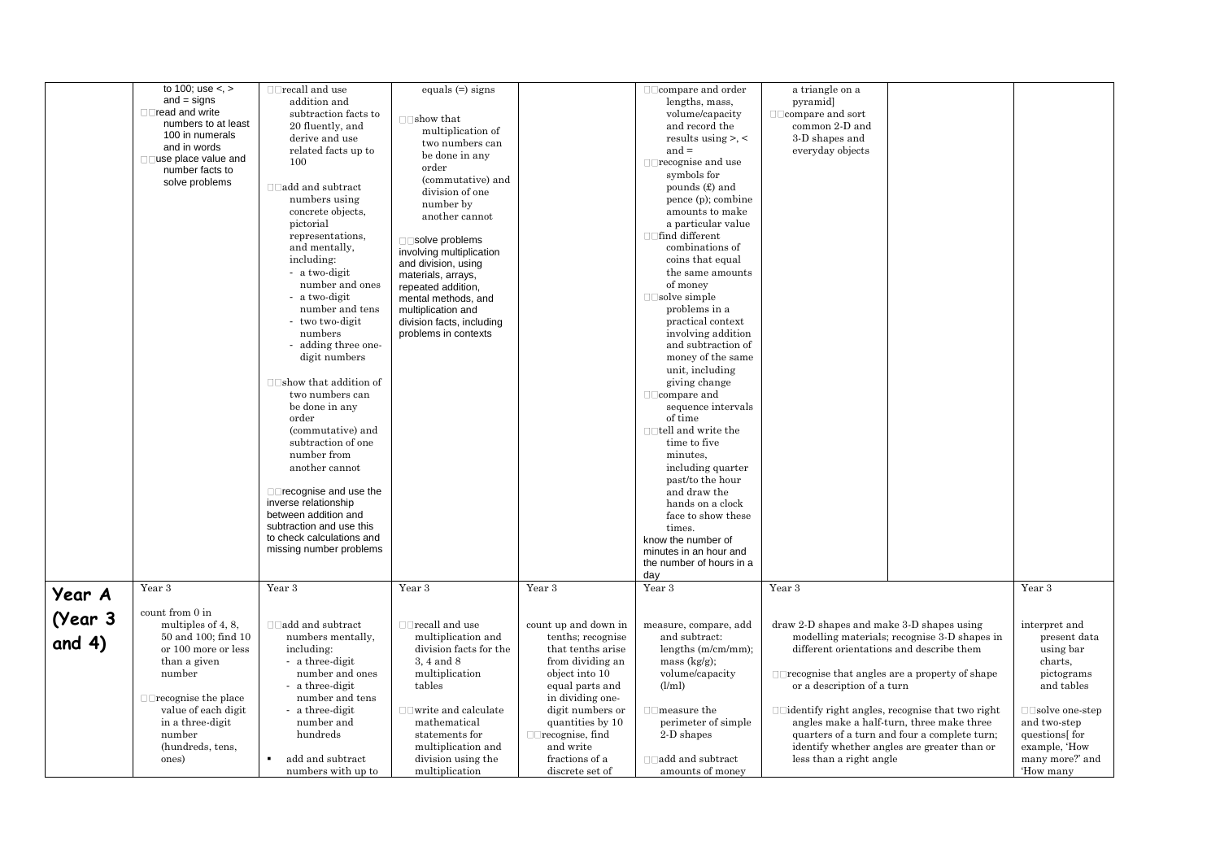| | | | | | | | | |
|---|---|---|---|---|---|---|---|---|
| | to 100; use <, > and = signs<br>read and write numbers to at least 100 in numerals and in words<br>use place value and number facts to solve problems | recall and use addition and subtraction facts to 20 fluently, and derive and use related facts up to 100<br><br>add and subtract numbers using concrete objects, pictorial representations, and mentally, including:<br>- a two-digit number and ones<br>- a two-digit number and tens<br>- two two-digit numbers<br>- adding three one-digit numbers<br><br>show that addition of two numbers can be done in any order (commutative) and subtraction of one number from another cannot<br><br>recognise and use the inverse relationship between addition and subtraction and use this to check calculations and missing number problems | equals (=) signs<br><br>show that multiplication of two numbers can be done in any order (commutative) and division of one number by another cannot<br><br>solve problems involving multiplication and division, using materials, arrays, repeated addition, mental methods, and multiplication and division facts, including problems in contexts | | compare and order lengths, mass, volume/capacity and record the results using >, < and =<br>recognise and use symbols for pounds (£) and pence (p); combine amounts to make a particular value<br>find different combinations of coins that equal the same amounts of money<br>solve simple problems in a practical context involving addition and subtraction of money of the same unit, including giving change<br>compare and sequence intervals of time<br>tell and write the time to five minutes, including quarter past/to the hour and draw the hands on a clock face to show these times.<br>know the number of minutes in an hour and the number of hours in a day | a triangle on a pyramid]<br>compare and sort common 2-D and 3-D shapes and everyday objects | | |
| **Year A (Year 3 and 4)** | Year 3<br><br>count from 0 in multiples of 4, 8, 50 and 100; find 10 or 100 more or less than a given number<br><br>recognise the place value of each digit in a three-digit number (hundreds, tens, ones) | Year 3<br><br>add and subtract numbers mentally, including:<br>- a three-digit number and ones<br>- a three-digit number and tens<br>- a three-digit number and hundreds<br><br>▪ add and subtract numbers with up to | Year 3<br><br>recall and use multiplication and division facts for the 3, 4 and 8 multiplication tables<br><br>write and calculate mathematical statements for multiplication and division using the multiplication | Year 3<br><br>count up and down in tenths; recognise that tenths arise from dividing an object into 10 equal parts and in dividing one-digit numbers or quantities by 10<br>recognise, find and write fractions of a discrete set of | Year 3<br><br>measure, compare, add and subtract: lengths (m/cm/mm); mass (kg/g); volume/capacity (l/ml)<br><br>measure the perimeter of simple 2-D shapes<br><br>add and subtract amounts of money | Year 3<br><br>draw 2-D shapes and make 3-D shapes using modelling materials; recognise 3-D shapes in different orientations and describe them<br><br>recognise that angles are a property of shape or a description of a turn<br><br>identify right angles, recognise that two right angles make a half-turn, three make three quarters of a turn and four a complete turn; identify whether angles are greater than or less than a right angle | | Year 3<br><br>interpret and present data using bar charts, pictograms and tables<br><br>solve one-step and two-step questions[ for example, 'How many more?' and 'How many |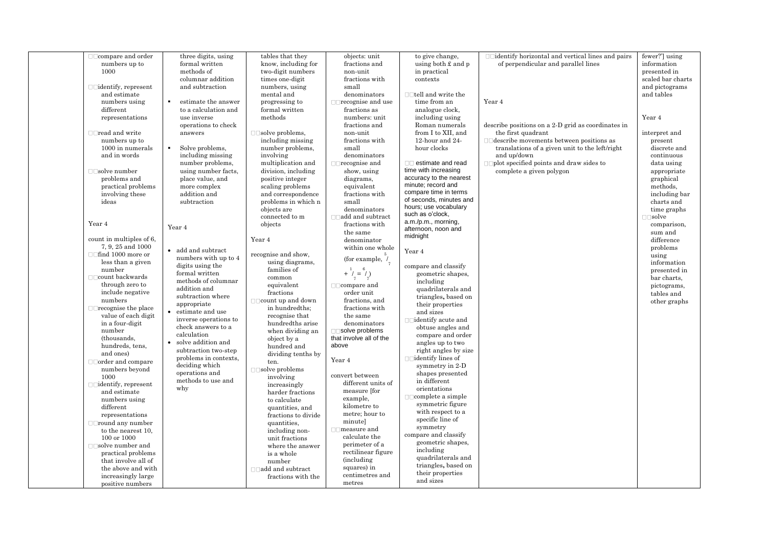| | | | | | | | | |
|---|---|---|---|---|---|---|---|---|
| | compare and order numbers up to 1000<br><br>identify, represent and estimate numbers using different representations<br><br>read and write numbers up to 1000 in numerals and in words<br><br>solve number problems and practical problems involving these ideas<br><br>Year 4<br><br>count in multiples of 6, 7, 9, 25 and 1000<br>find 1000 more or less than a given number<br>count backwards through zero to include negative numbers<br>recognise the place value of each digit in a four-digit number (thousands, hundreds, tens, and ones)<br>order and compare numbers beyond 1000<br>identify, represent and estimate numbers using different representations<br>round any number to the nearest 10, 100 or 1000<br>solve number and practical problems that involve all of the above and with increasingly large positive numbers | three digits, using formal written methods of columnar addition and subtraction<br><br>• estimate the answer to a calculation and use inverse operations to check answers<br><br>• Solve problems, including missing number problems, using number facts, place value, and more complex addition and subtraction<br><br>Year 4<br><br>• add and subtract numbers with up to 4 digits using the formal written methods of columnar addition and subtraction where appropriate<br>• estimate and use inverse operations to check answers to a calculation<br>• solve addition and subtraction two-step problems in contexts, deciding which operations and methods to use and why | tables that they know, including for two-digit numbers times one-digit numbers, using mental and progressing to formal written methods<br><br>solve problems, including missing number problems, involving multiplication and division, including positive integer scaling problems and correspondence problems in which n objects are connected to m objects<br><br>Year 4<br><br>recognise and show, using diagrams, families of common equivalent fractions<br>count up and down in hundredths; recognise that hundredths arise when dividing an object by a hundred and dividing tenths by ten.<br>solve problems involving increasingly harder fractions to calculate quantities, and fractions to divide quantities, including non-unit fractions where the answer is a whole number<br>add and subtract fractions with the | objects: unit fractions and non-unit fractions with small denominators<br>recognise and use fractions as numbers: unit fractions and non-unit fractions with small denominators<br>recognise and show, using diagrams, equivalent fractions with small denominators<br>add and subtract fractions with the same denominator within one whole (for example, $\frac{5}{7} + \frac{1}{7} = \frac{6}{7}$)<br>compare and order unit fractions, and fractions with the same denominators<br>solve problems that involve all of the above<br><br>Year 4<br><br>convert between different units of measure [for example, kilometre to metre; hour to minute]<br>measure and calculate the perimeter of a rectilinear figure (including squares) in centimetres and metres | to give change, using both £ and p in practical contexts<br><br>tell and write the time from an analogue clock, including using Roman numerals from I to XII, and 12-hour and 24-hour clocks<br><br>estimate and read time with increasing accuracy to the nearest minute; record and compare time in terms of seconds, minutes and hours; use vocabulary such as o'clock, a.m./p.m., morning, afternoon, noon and midnight<br><br>Year 4<br><br>compare and classify geometric shapes, including quadrilaterals and triangles, based on their properties and sizes<br>identify acute and obtuse angles and compare and order angles up to two right angles by size<br>identify lines of symmetry in 2-D shapes presented in different orientations<br>complete a simple symmetric figure with respect to a specific line of symmetry<br>compare and classify geometric shapes, including quadrilaterals and triangles, based on their properties and sizes | identify horizontal and vertical lines and pairs of perpendicular and parallel lines<br><br>Year 4<br><br>describe positions on a 2-D grid as coordinates in the first quadrant<br>describe movements between positions as translations of a given unit to the left/right and up/down<br>plot specified points and draw sides to complete a given polygon | fewer?'] using information presented in scaled bar charts and pictograms and tables<br><br>Year 4<br><br>interpret and present discrete and continuous data using appropriate graphical methods, including bar charts and time graphs<br>solve comparison, sum and difference problems using information presented in bar charts, pictograms, tables and other graphs |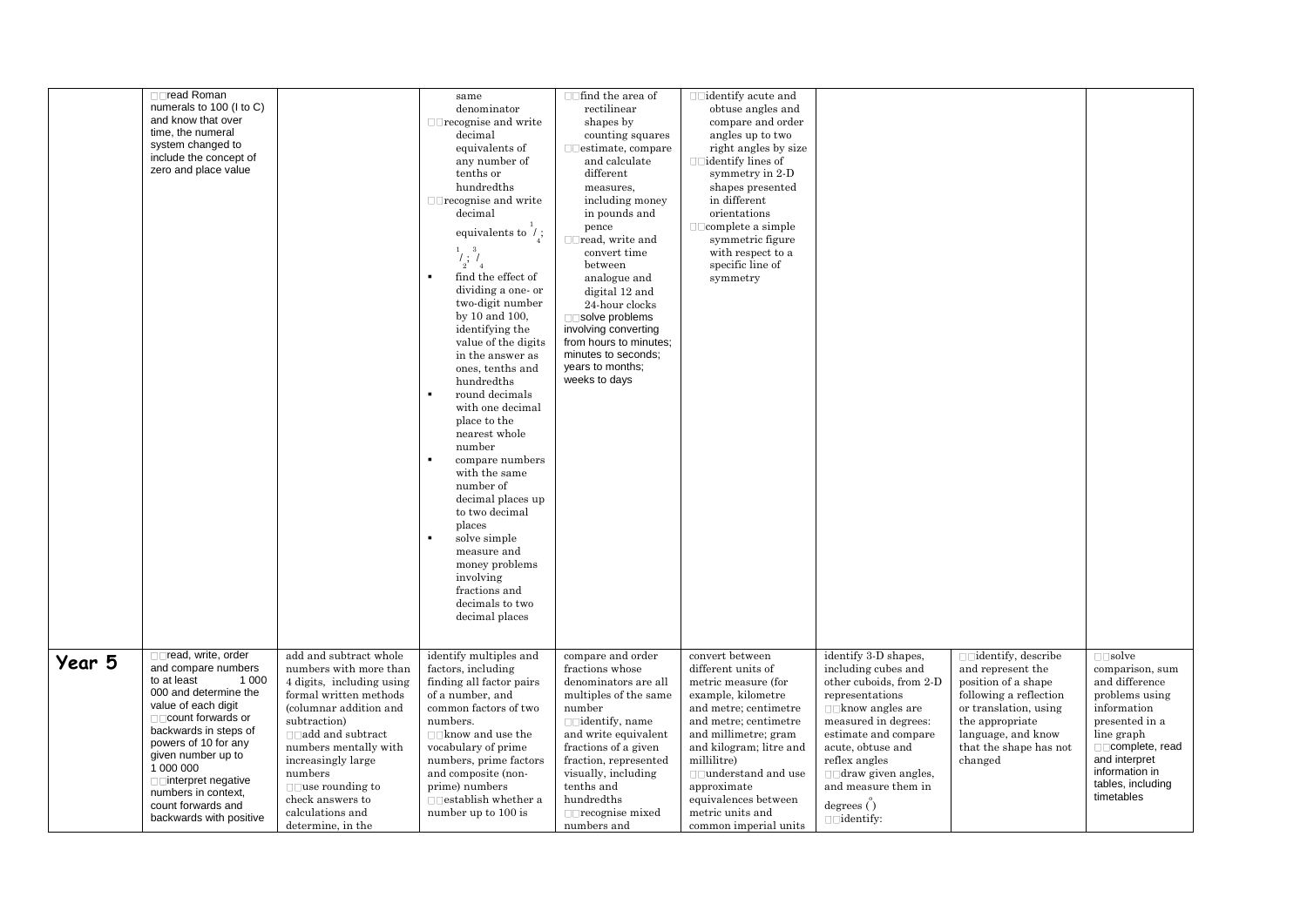| | | | | | | | | |
|---|---|---|---|---|---|---|---|---|
| | read Roman numerals to 100 (I to C) and know that over time, the numeral system changed to include the concept of zero and place value | | same denominator<br>recognise and write decimal equivalents of any number of tenths or hundredths<br>recognise and write decimal equivalents to $^1/_4$; $^1/_2$; $^3/_4$<br>▪ find the effect of dividing a one- or two-digit number by 10 and 100, identifying the value of the digits in the answer as ones, tenths and hundredths<br>▪ round decimals with one decimal place to the nearest whole number<br>▪ compare numbers with the same number of decimal places up to two decimal places<br>▪ solve simple measure and money problems involving fractions and decimals to two decimal places | find the area of rectilinear shapes by counting squares<br>estimate, compare and calculate different measures, including money in pounds and pence<br>read, write and convert time between analogue and digital 12 and 24-hour clocks<br>solve problems involving converting from hours to minutes; minutes to seconds; years to months; weeks to days | identify acute and obtuse angles and compare and order angles up to two right angles by size<br>identify lines of symmetry in 2-D shapes presented in different orientations<br>complete a simple symmetric figure with respect to a specific line of symmetry | | | |
| **Year 5** | read, write, order and compare numbers to at least 1 000 000 and determine the value of each digit<br>count forwards or backwards in steps of powers of 10 for any given number up to 1 000 000<br>interpret negative numbers in context, count forwards and backwards with positive | add and subtract whole numbers with more than 4 digits, including using formal written methods (columnar addition and subtraction)<br>add and subtract numbers mentally with increasingly large numbers<br>use rounding to check answers to calculations and determine, in the | identify multiples and factors, including finding all factor pairs of a number, and common factors of two numbers.<br>know and use the vocabulary of prime numbers, prime factors and composite (non-prime) numbers<br>establish whether a number up to 100 is | compare and order fractions whose denominators are all multiples of the same number<br>identify, name and write equivalent fractions of a given fraction, represented visually, including tenths and hundredths<br>recognise mixed numbers and | convert between different units of metric measure (for example, kilometre and metre; centimetre and metre; centimetre and millimetre; gram and kilogram; litre and millilitre)<br>understand and use approximate equivalences between metric units and common imperial units | identify 3-D shapes, including cubes and other cuboids, from 2-D representations<br>know angles are measured in degrees: estimate and compare acute, obtuse and reflex angles<br>draw given angles, and measure them in degrees (°)<br>identify: | identify, describe and represent the position of a shape following a reflection or translation, using the appropriate language, and know that the shape has not changed | solve comparison, sum and difference problems using information presented in a line graph<br>complete, read and interpret information in tables, including timetables |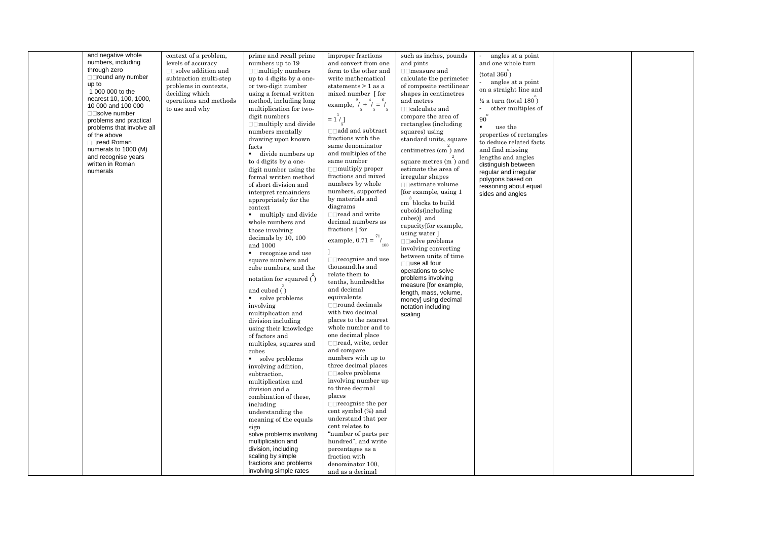|  | and negative whole numbers, including through zero<br>round any number up to 1 000 000 to the nearest 10, 100, 1000, 10 000 and 100 000<br>solve number problems and practical problems that involve all of the above<br>read Roman numerals to 1000 (M) and recognise years written in Roman numerals | context of a problem, levels of accuracy<br>solve addition and subtraction multi-step problems in contexts, deciding which operations and methods to use and why | prime and recall prime numbers up to 19<br>multiply numbers up to 4 digits by a one- or two-digit number using a formal written method, including long multiplication for two-digit numbers<br>multiply and divide numbers mentally drawing upon known facts<br>▪ divide numbers up to 4 digits by a one-digit number using the formal written method of short division and interpret remainders appropriately for the context<br>▪ multiply and divide whole numbers and those involving decimals by 10, 100 and 1000<br>▪ recognise and use square numbers and cube numbers, and the notation for squared ($^2$) and cubed ($^3$)<br>▪ solve problems involving multiplication and division including using their knowledge of factors and multiples, squares and cubes<br>▪ solve problems involving addition, subtraction, multiplication and division and a combination of these, including understanding the meaning of the equals sign<br>solve problems involving multiplication and division, including scaling by simple fractions and problems involving simple rates | improper fractions and convert from one form to the other and write mathematical statements > 1 as a mixed number [ for example, $\frac{2}{5} + \frac{4}{5} = \frac{6}{5} = 1\frac{1}{5}$ ]<br>add and subtract fractions with the same denominator and multiples of the same number<br>multiply proper fractions and mixed numbers by whole numbers, supported by materials and diagrams<br>read and write decimal numbers as fractions [ for example, $0.71 = \frac{71}{100}$ ]<br>recognise and use thousandths and relate them to tenths, hundredths and decimal equivalents<br>round decimals with two decimal places to the nearest whole number and to one decimal place<br>read, write, order and compare numbers with up to three decimal places<br>solve problems involving number up to three decimal places<br>recognise the per cent symbol (%) and understand that per cent relates to "number of parts per hundred", and write percentages as a fraction with denominator 100, and as a decimal | such as inches, pounds and pints<br>measure and calculate the perimeter of composite rectilinear shapes in centimetres and metres<br>calculate and compare the area of rectangles (including squares) using standard units, square centimetres ($cm^2$) and square metres ($m^2$) and estimate the area of irregular shapes<br>estimate volume [for example, using 1 $cm^3$ blocks to build cuboids(including cubes)] and capacity[for example, using water ]<br>solve problems involving converting between units of time<br>use all four operations to solve problems involving measure [for example, length, mass, volume, money] using decimal notation including scaling | - angles at a point and one whole turn (total 360°)<br>- angles at a point on a straight line and ½ a turn (total 180°)<br>- other multiples of 90°<br>▪ use the properties of rectangles to deduce related facts and find missing lengths and angles<br>distinguish between regular and irregular polygons based on reasoning about equal sides and angles |  |  |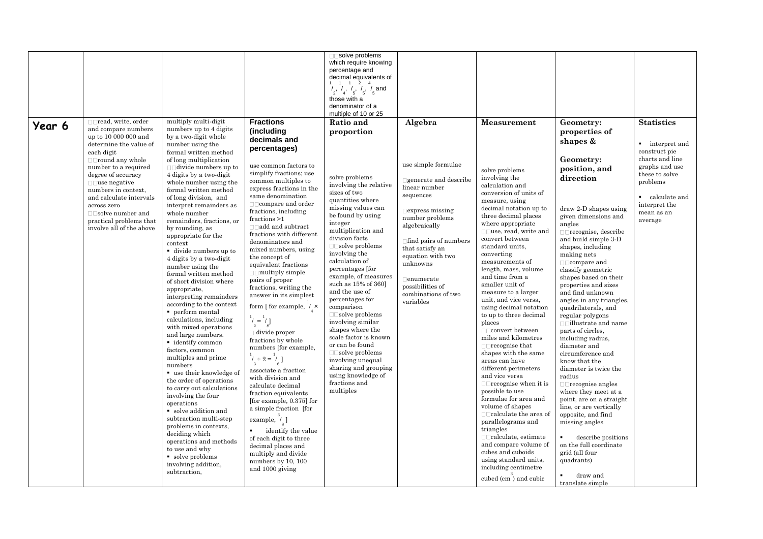| | | | | solve problems which require knowing percentage and decimal equivalents of $^1/_2$, $^1/_4$, $^1/_5$, $^2/_5$, $^4/_5$ and those with a denominator of a multiple of 10 or 25 | | | | |
|---|---|---|---|---|---|---|---|---|
| **Year 6** | read, write, order and compare numbers up to 10 000 000 and determine the value of each digit<br>round any whole number to a required degree of accuracy<br>use negative numbers in context, and calculate intervals across zero<br>solve number and practical problems that involve all of the above | multiply multi-digit numbers up to 4 digits by a two-digit whole number using the formal written method of long multiplication<br>divide numbers up to 4 digits by a two-digit whole number using the formal written method of long division, and interpret remainders as whole number remainders, fractions, or by rounding, as appropriate for the context<br>▪ divide numbers up to 4 digits by a two-digit number using the formal written method of short division where appropriate, interpreting remainders according to the context<br>▪ perform mental calculations, including with mixed operations and large numbers.<br>▪ identify common factors, common multiples and prime numbers<br>▪ use their knowledge of the order of operations to carry out calculations involving the four operations<br>▪ solve addition and subtraction multi-step problems in contexts, deciding which operations and methods to use and why<br>▪ solve problems involving addition, subtraction, | **Fractions (including decimals and percentages)**<br><br>use common factors to simplify fractions; use common multiples to express fractions in the same denomination<br>compare and order fractions, including fractions >1<br>add and subtract fractions with different denominators and mixed numbers, using the concept of equivalent fractions<br>multiply simple pairs of proper fractions, writing the answer in its simplest form [ for example, $^1/_4 \times {^1/_2} = {^1/_8}$]<br>divide proper fractions by whole numbers [for example, $^1/_3 \div 2 = {^1/_6}$]<br>associate a fraction with division and calculate decimal fraction equivalents [for example, 0.375] for a simple fraction [for example, $^3/_8$]<br>▪ identify the value of each digit to three decimal places and multiply and divide numbers by 10, 100 and 1000 giving | **Ratio and proportion**<br><br>solve problems involving the relative sizes of two quantities where missing values can be found by using integer multiplication and division facts<br>solve problems involving the calculation of percentages [for example, of measures such as 15% of 360] and the use of percentages for comparison<br>solve problems involving similar shapes where the scale factor is known or can be found<br>solve problems involving unequal sharing and grouping using knowledge of fractions and multiples | **Algebra**<br><br>use simple formulae<br><br>generate and describe linear number sequences<br><br>express missing number problems algebraically<br><br>find pairs of numbers that satisfy an equation with two unknowns<br><br>enumerate possibilities of combinations of two variables | **Measurement**<br><br>solve problems involving the calculation and conversion of units of measure, using decimal notation up to three decimal places where appropriate<br>use, read, write and convert between standard units, converting measurements of length, mass, volume and time from a smaller unit of measure to a larger unit, and vice versa, using decimal notation to up to three decimal places<br>convert between miles and kilometres<br>recognise that shapes with the same areas can have different perimeters and vice versa<br>recognise when it is possible to use formulae for area and volume of shapes<br>calculate the area of parallelograms and triangles<br>calculate, estimate and compare volume of cubes and cuboids using standard units, including centimetre cubed ($cm^3$) and cubic | **Geometry: properties of shapes &**<br><br>**Geometry: position, and direction**<br><br>draw 2-D shapes using given dimensions and angles<br>recognise, describe and build simple 3-D shapes, including making nets<br>compare and classify geometric shapes based on their properties and sizes and find unknown angles in any triangles, quadrilaterals, and regular polygons<br>illustrate and name parts of circles, including radius, diameter and circumference and know that the diameter is twice the radius<br>recognise angles where they meet at a point, are on a straight line, or are vertically opposite, and find missing angles<br>▪ describe positions on the full coordinate grid (all four quadrants)<br>▪ draw and translate simple | **Statistics**<br><br>▪ interpret and construct pie charts and line graphs and use these to solve problems<br>▪ calculate and interpret the mean as an average |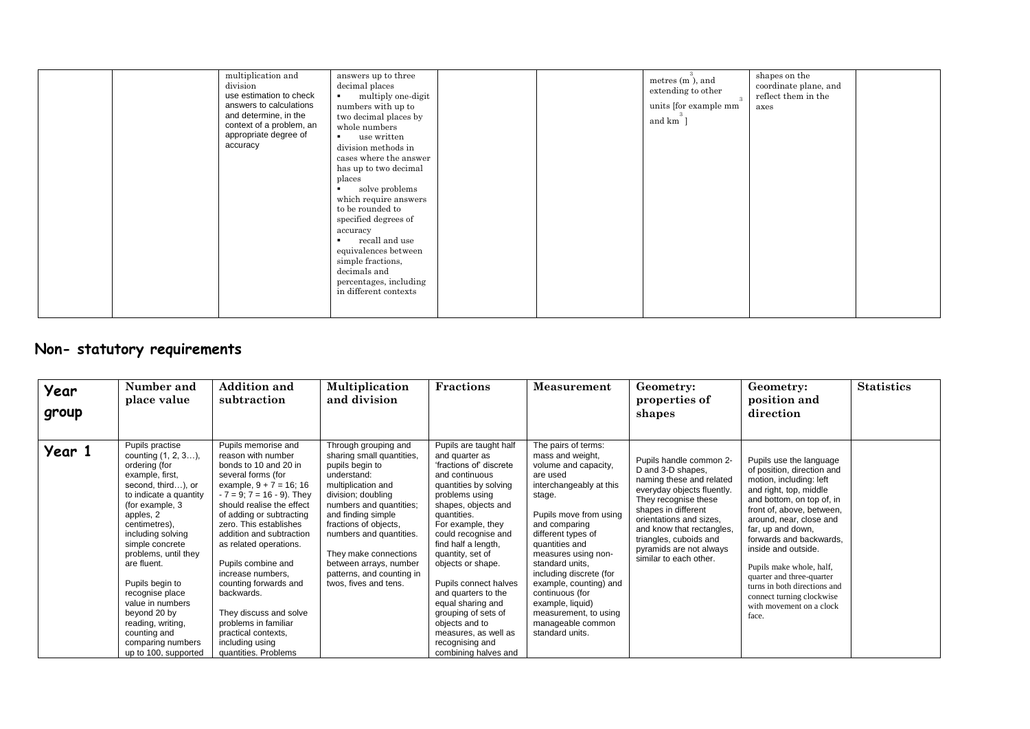| | | | | | | | | |
|---|---|---|---|---|---|---|---|---|
| | | multiplication and division use estimation to check answers to calculations and determine, in the context of a problem, an appropriate degree of accuracy | answers up to three decimal places ▪ multiply one-digit numbers with up to two decimal places by whole numbers ▪ use written division methods in cases where the answer has up to two decimal places ▪ solve problems which require answers to be rounded to specified degrees of accuracy ▪ recall and use equivalences between simple fractions, decimals and percentages, including in different contexts | | | metres ($m^3$), and extending to other units [for example $mm^3$ and $km^3$] | shapes on the coordinate plane, and reflect them in the axes | |

## Non- statutory requirements

| Year group | Number and place value | Addition and subtraction | Multiplication and division | Fractions | Measurement | Geometry: properties of shapes | Geometry: position and direction | Statistics |
|---|---|---|---|---|---|---|---|---|
| Year 1 | Pupils practise counting (1, 2, 3…), ordering (for example, first, second, third…), or to indicate a quantity (for example, 3 apples, 2 centimetres), including solving simple concrete problems, until they are fluent. Pupils begin to recognise place value in numbers beyond 20 by reading, writing, counting and comparing numbers up to 100, supported | Pupils memorise and reason with number bonds to 10 and 20 in several forms (for example, 9 + 7 = 16; 16 - 7 = 9; 7 = 16 - 9). They should realise the effect of adding or subtracting zero. This establishes addition and subtraction as related operations. Pupils combine and increase numbers, counting forwards and backwards. They discuss and solve problems in familiar practical contexts, including using quantities. Problems | Through grouping and sharing small quantities, pupils begin to understand: multiplication and division; doubling numbers and quantities; and finding simple fractions of objects, numbers and quantities. They make connections between arrays, number patterns, and counting in twos, fives and tens. | Pupils are taught half and quarter as 'fractions of' discrete and continuous quantities by solving problems using shapes, objects and quantities. For example, they could recognise and find half a length, quantity, set of objects or shape. Pupils connect halves and quarters to the equal sharing and grouping of sets of objects and to measures, as well as recognising and combining halves and | The pairs of terms: mass and weight, volume and capacity, are used interchangeably at this stage. Pupils move from using and comparing different types of quantities and measures using non-standard units, including discrete (for example, counting) and continuous (for example, liquid) measurement, to using manageable common standard units. | Pupils handle common 2-D and 3-D shapes, naming these and related everyday objects fluently. They recognise these shapes in different orientations and sizes, and know that rectangles, triangles, cuboids and pyramids are not always similar to each other. | Pupils use the language of position, direction and motion, including: left and right, top, middle and bottom, on top of, in front of, above, between, around, near, close and far, up and down, forwards and backwards, inside and outside. Pupils make whole, half, quarter and three-quarter turns in both directions and connect turning clockwise with movement on a clock face. | |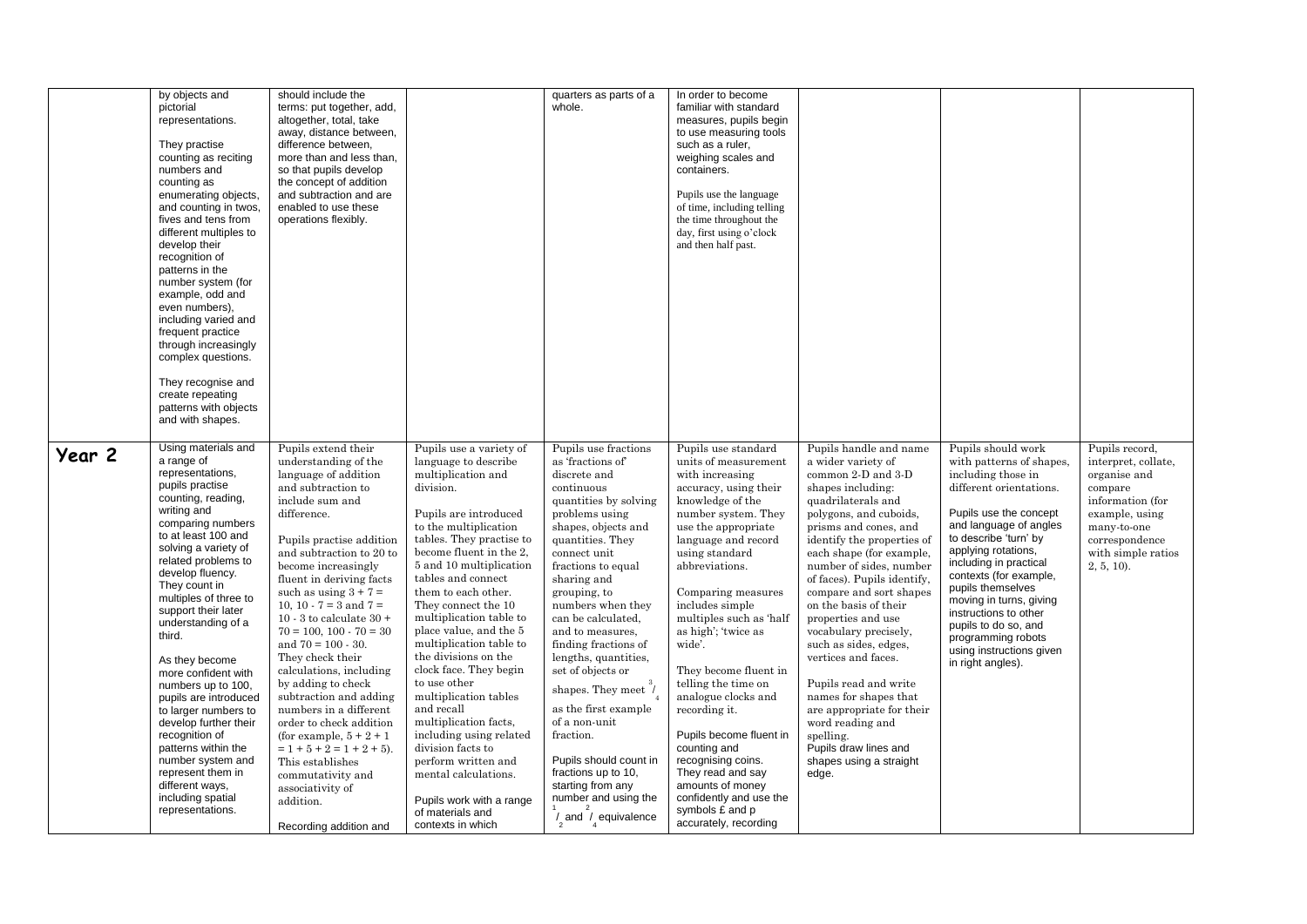| | | | | | | | | |
|---|---|---|---|---|---|---|---|---|
| | by objects and pictorial representations.<br><br>They practise counting as reciting numbers and counting as enumerating objects, and counting in twos, fives and tens from different multiples to develop their recognition of patterns in the number system (for example, odd and even numbers), including varied and frequent practice through increasingly complex questions.<br><br>They recognise and create repeating patterns with objects and with shapes. | should include the terms: put together, add, altogether, total, take away, distance between, difference between, more than and less than, so that pupils develop the concept of addition and subtraction and are enabled to use these operations flexibly. | | quarters as parts of a whole. | In order to become familiar with standard measures, pupils begin to use measuring tools such as a ruler, weighing scales and containers.<br><br>Pupils use the language of time, including telling the time throughout the day, first using o'clock and then half past. | | | |
| **Year 2** | Using materials and a range of representations, pupils practise counting, reading, writing and comparing numbers to at least 100 and solving a variety of related problems to develop fluency. They count in multiples of three to support their later understanding of a third.<br><br>As they become more confident with numbers up to 100, pupils are introduced to larger numbers to develop further their recognition of patterns within the number system and represent them in different ways, including spatial representations. | Pupils extend their understanding of the language of addition and subtraction to include sum and difference.<br><br>Pupils practise addition and subtraction to 20 to become increasingly fluent in deriving facts such as using $3 + 7 = 10$, $10 - 7 = 3$ and $7 = 10 - 3$ to calculate $30 + 70 = 100$, $100 - 70 = 30$ and $70 = 100 - 30$. They check their calculations, including by adding to check subtraction and adding numbers in a different order to check addition (for example, $5 + 2 + 1 = 1 + 5 + 2 = 1 + 2 + 5$). This establishes commutativity and associativity of addition.<br><br>Recording addition and | Pupils use a variety of language to describe multiplication and division.<br><br>Pupils are introduced to the multiplication tables. They practise to become fluent in the 2, 5 and 10 multiplication tables and connect them to each other. They connect the 10 multiplication table to place value, and the 5 multiplication table to the divisions on the clock face. They begin to use other multiplication tables and recall multiplication facts, including using related division facts to perform written and mental calculations.<br><br>Pupils work with a range of materials and contexts in which | Pupils use fractions as 'fractions of' discrete and continuous quantities by solving problems using shapes, objects and quantities. They connect unit fractions to equal sharing and grouping, to numbers when they can be calculated, and to measures, finding fractions of lengths, quantities, set of objects or shapes. They meet $^{3}/_{4}$ as the first example of a non-unit fraction.<br><br>Pupils should count in fractions up to 10, starting from any number and using the $^{1}/_{2}$ and $^{2}/_{4}$ equivalence | Pupils use standard units of measurement with increasing accuracy, using their knowledge of the number system. They use the appropriate language and record using standard abbreviations.<br><br>Comparing measures includes simple multiples such as 'half as high'; 'twice as wide'.<br><br>They become fluent in telling the time on analogue clocks and recording it.<br><br>Pupils become fluent in counting and recognising coins. They read and say amounts of money confidently and use the symbols £ and p accurately, recording | Pupils handle and name a wider variety of common 2-D and 3-D shapes including: quadrilaterals and polygons, and cuboids, prisms and cones, and identify the properties of each shape (for example, number of sides, number of faces). Pupils identify, compare and sort shapes on the basis of their properties and use vocabulary precisely, such as sides, edges, vertices and faces.<br><br>Pupils read and write names for shapes that are appropriate for their word reading and spelling.<br>Pupils draw lines and shapes using a straight edge. | Pupils should work with patterns of shapes, including those in different orientations.<br><br>Pupils use the concept and language of angles to describe 'turn' by applying rotations, including in practical contexts (for example, pupils themselves moving in turns, giving instructions to other pupils to do so, and programming robots using instructions given in right angles). | Pupils record, interpret, collate, organise and compare information (for example, using many-to-one correspondence with simple ratios 2, 5, 10). |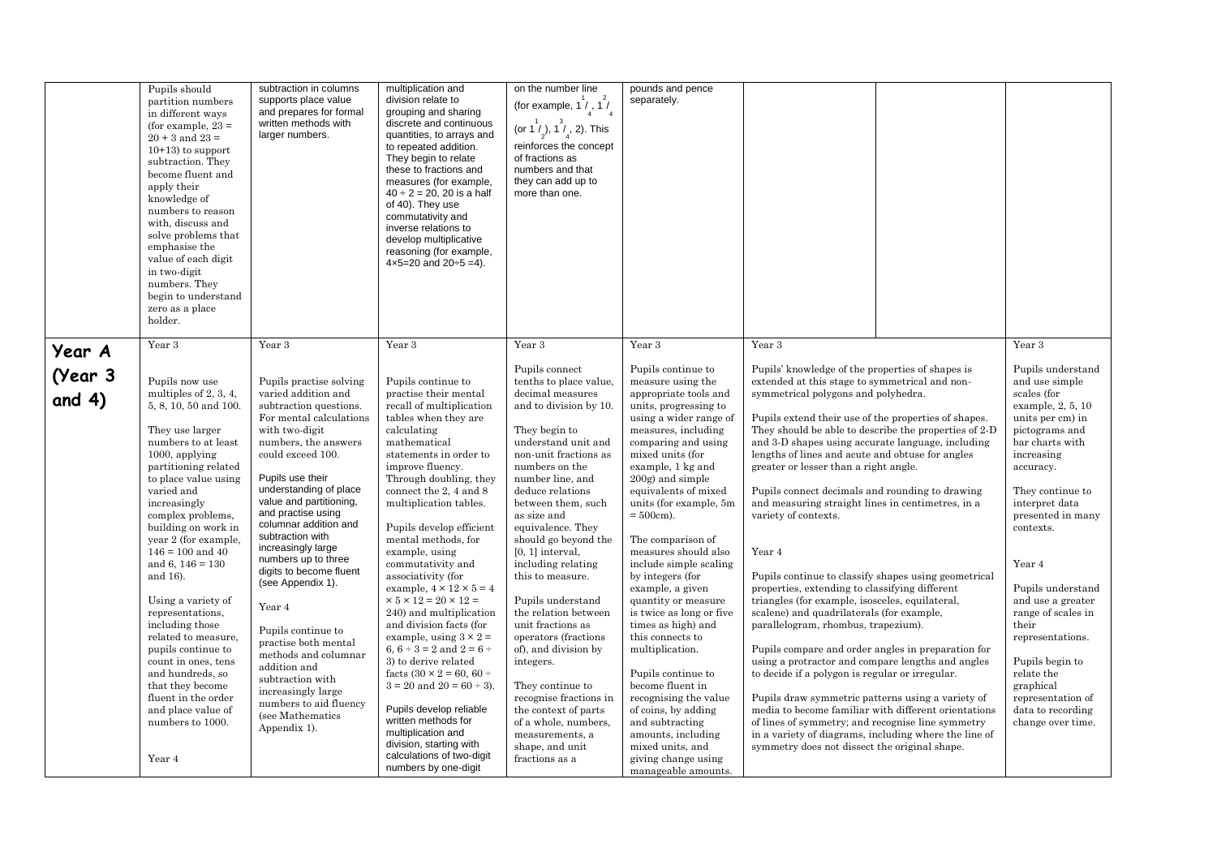| | | | | | | | | |
|---|---|---|---|---|---|---|---|---|
| | Pupils should partition numbers in different ways (for example, 23 = 20 + 3 and 23 = 10+13) to support subtraction. They become fluent and apply their knowledge of numbers to reason with, discuss and solve problems that emphasise the value of each digit in two-digit numbers. They begin to understand zero as a place holder. | subtraction in columns supports place value and prepares for formal written methods with larger numbers. | multiplication and division relate to grouping and sharing discrete and continuous quantities, to arrays and to repeated addition. They begin to relate these to fractions and measures (for example, $40 \div 2 = 20$, 20 is a half of 40). They use commutativity and inverse relations to develop multiplicative reasoning (for example, $4 \times 5 = 20$ and $20 \div 5 = 4$). | on the number line (for example, $1\frac{1}{4}$, $1\frac{2}{4}$ (or $1\frac{1}{2}$), $1\frac{3}{4}$, 2). This reinforces the concept of fractions as numbers and that they can add up to more than one. | pounds and pence separately. | | | |
| **Year A (Year 3 and 4)** | Year 3<br><br>Pupils now use multiples of 2, 3, 4, 5, 8, 10, 50 and 100.<br><br>They use larger numbers to at least 1000, applying partitioning related to place value using varied and increasingly complex problems, building on work in year 2 (for example, 146 = 100 and 40 and 6, 146 = 130 and 16).<br><br>Using a variety of representations, including those related to measure, pupils continue to count in ones, tens and hundreds, so that they become fluent in the order and place value of numbers to 1000.<br><br>Year 4 | Year 3<br><br>Pupils practise solving varied addition and subtraction questions. For mental calculations with two-digit numbers, the answers could exceed 100.<br><br>Pupils use their understanding of place value and partitioning, and practise using columnar addition and subtraction with increasingly large numbers up to three digits to become fluent (see Appendix 1).<br><br>Year 4<br><br>Pupils continue to practise both mental methods and columnar addition and subtraction with increasingly large numbers to aid fluency (see Mathematics Appendix 1). | Year 3<br><br>Pupils continue to practise their mental recall of multiplication tables when they are calculating mathematical statements in order to improve fluency. Through doubling, they connect the 2, 4 and 8 multiplication tables.<br><br>Pupils develop efficient mental methods, for example, using commutativity and associativity (for example, $4 \times 12 \times 5 = 4 \times 5 \times 12 = 20 \times 12 = 240$) and multiplication and division facts (for example, using $3 \times 2 = 6$, $6 \div 3 = 2$ and $2 = 6 \div 3$) to derive related facts ($30 \times 2 = 60$, $60 \div 3 = 20$ and $20 = 60 \div 3$).<br><br>Pupils develop reliable written methods for multiplication and division, starting with calculations of two-digit numbers by one-digit | Year 3<br><br>Pupils connect tenths to place value, decimal measures and to division by 10.<br><br>They begin to understand unit and non-unit fractions as numbers on the number line, and deduce relations between them, such as size and equivalence. They should go beyond the [0, 1] interval, including relating this to measure.<br><br>Pupils understand the relation between unit fractions as operators (fractions of), and division by integers.<br><br>They continue to recognise fractions in the context of parts of a whole, numbers, measurements, a shape, and unit fractions as a | Year 3<br><br>Pupils continue to measure using the appropriate tools and units, progressing to using a wider range of measures, including comparing and using mixed units (for example, 1 kg and 200g) and simple equivalents of mixed units (for example, 5m = 500cm).<br><br>The comparison of measures should also include simple scaling by integers (for example, a given quantity or measure is twice as long or five times as high) and this connects to multiplication.<br><br>Pupils continue to become fluent in recognising the value of coins, by adding and subtracting amounts, including mixed units, and giving change using manageable amounts. | Year 3<br><br>Pupils' knowledge of the properties of shapes is extended at this stage to symmetrical and non-symmetrical polygons and polyhedra.<br><br>Pupils extend their use of the properties of shapes. They should be able to describe the properties of 2-D and 3-D shapes using accurate language, including lengths of lines and acute and obtuse for angles greater or lesser than a right angle.<br><br>Pupils connect decimals and rounding to drawing and measuring straight lines in centimetres, in a variety of contexts.<br><br>Year 4<br><br>Pupils continue to classify shapes using geometrical properties, extending to classifying different triangles (for example, isosceles, equilateral, scalene) and quadrilaterals (for example, parallelogram, rhombus, trapezium).<br><br>Pupils compare and order angles in preparation for using a protractor and compare lengths and angles to decide if a polygon is regular or irregular.<br><br>Pupils draw symmetric patterns using a variety of media to become familiar with different orientations of lines of symmetry; and recognise line symmetry in a variety of diagrams, including where the line of symmetry does not dissect the original shape. | | Year 3<br><br>Pupils understand and use simple scales (for example, 2, 5, 10 units per cm) in pictograms and bar charts with increasing accuracy.<br><br>They continue to interpret data presented in many contexts.<br><br>Year 4<br><br>Pupils understand and use a greater range of scales in their representations.<br><br>Pupils begin to relate the graphical representation of data to recording change over time. |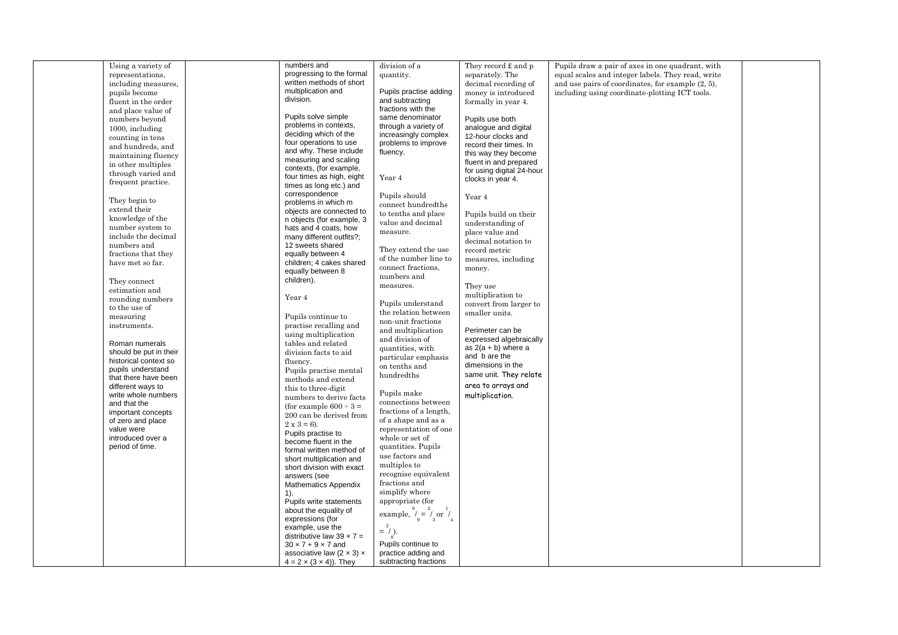| | | | | | | | |
|---|---|---|---|---|---|---|---|
| | Using a variety of representations, including measures, pupils become fluent in the order and place value of numbers beyond 1000, including counting in tens and hundreds, and maintaining fluency in other multiples through varied and frequent practice.<br><br>They begin to extend their knowledge of the number system to include the decimal numbers and fractions that they have met so far.<br><br>They connect estimation and rounding numbers to the use of measuring instruments.<br><br>Roman numerals should be put in their historical context so pupils understand that there have been different ways to write whole numbers and that the important concepts of zero and place value were introduced over a period of time. | | numbers and progressing to the formal written methods of short multiplication and division.<br><br>Pupils solve simple problems in contexts, deciding which of the four operations to use and why. These include measuring and scaling contexts, (for example, four times as high, eight times as long etc.) and correspondence problems in which m objects are connected to n objects (for example, 3 hats and 4 coats, how many different outfits?; 12 sweets shared equally between 4 children; 4 cakes shared equally between 8 children).<br><br>Year 4<br><br>Pupils continue to practise recalling and using multiplication tables and related division facts to aid fluency.<br>Pupils practise mental methods and extend this to three-digit numbers to derive facts (for example $600 \div 3 = 200$ can be derived from $2 \times 3 = 6$).<br>Pupils practise to become fluent in the formal written method of short multiplication and short division with exact answers (see Mathematics Appendix 1).<br>Pupils write statements about the equality of expressions (for example, use the distributive law $39 \times 7 = 30 \times 7 + 9 \times 7$ and associative law $(2 \times 3) \times 4 = 2 \times (3 \times 4)$). They | division of a quantity.<br><br>Pupils practise adding and subtracting fractions with the same denominator through a variety of increasingly complex problems to improve fluency.<br><br>Year 4<br><br>Pupils should connect hundredths to tenths and place value and decimal measure.<br><br>They extend the use of the number line to connect fractions, numbers and measures.<br><br>Pupils understand the relation between non-unit fractions and multiplication and division of quantities, with particular emphasis on tenths and hundredths<br><br>Pupils make connections between fractions of a length, of a shape and as a representation of one whole or set of quantities. Pupils use factors and multiples to recognise equivalent fractions and simplify where appropriate (for example, $^{6}/_{9} = ^{2}/_{3}$ or $^{1}/_{4} = ^{2}/_{8}$).<br>Pupils continue to practice adding and subtracting fractions | They record £ and p separately. The decimal recording of money is introduced formally in year 4.<br><br>Pupils use both analogue and digital 12-hour clocks and record their times. In this way they become fluent in and prepared for using digital 24-hour clocks in year 4.<br><br>Year 4<br><br>Pupils build on their understanding of place value and decimal notation to record metric measures, including money.<br><br>They use multiplication to convert from larger to smaller units.<br><br>Perimeter can be expressed algebraically as $2(a + b)$ where a and b are the dimensions in the same unit. They relate area to arrays and multiplication. | Pupils draw a pair of axes in one quadrant, with equal scales and integer labels. They read, write and use pairs of coordinates, for example (2, 5), including using coordinate-plotting ICT tools. | |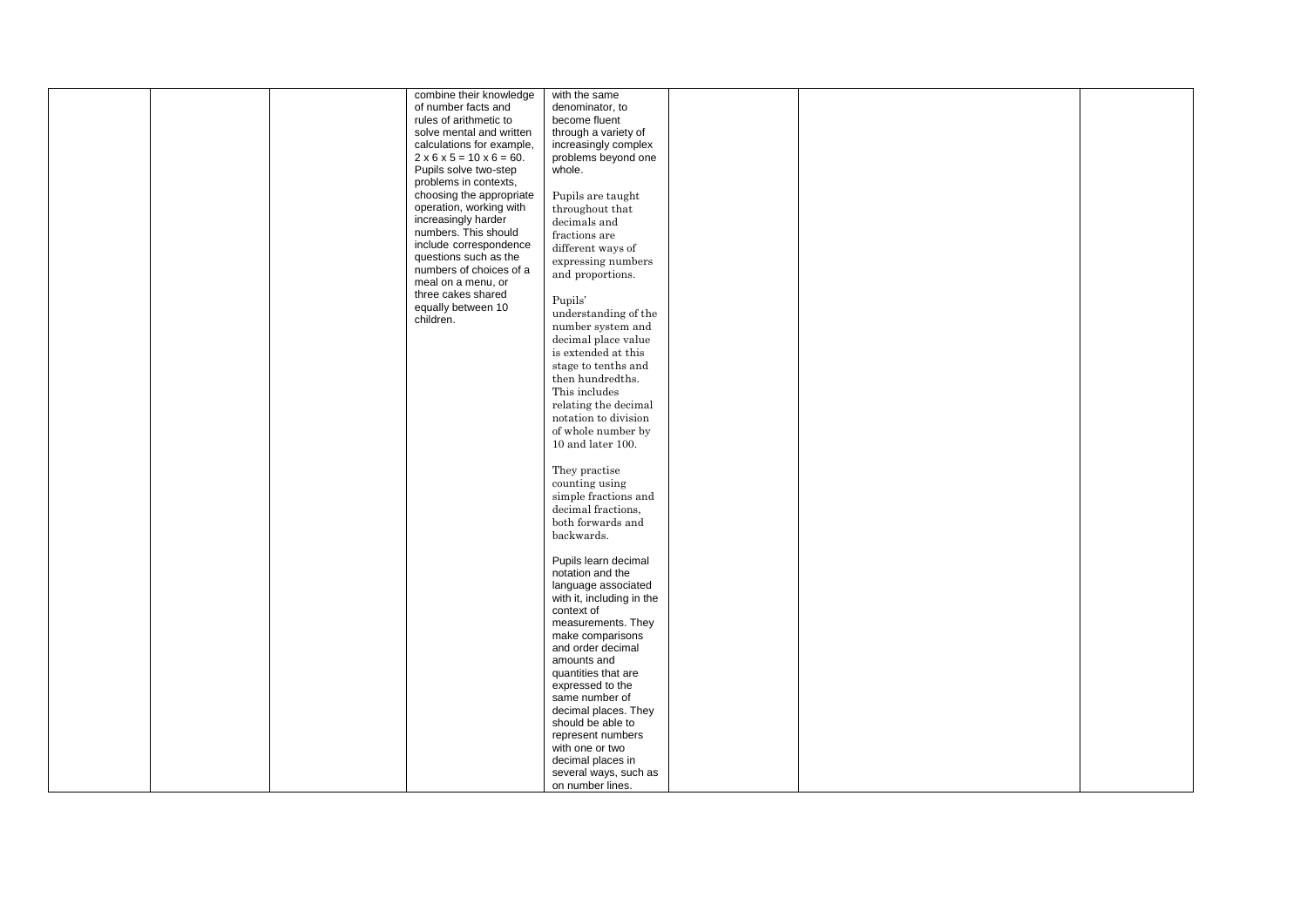|  |  |  | combine their knowledge of number facts and rules of arithmetic to solve mental and written calculations for example, 2 x 6 x 5 = 10 x 6 = 60. Pupils solve two-step problems in contexts, choosing the appropriate operation, working with increasingly harder numbers. This should include correspondence questions such as the numbers of choices of a meal on a menu, or three cakes shared equally between 10 children. | with the same denominator, to become fluent through a variety of increasingly complex problems beyond one whole.<br><br>Pupils are taught throughout that decimals and fractions are different ways of expressing numbers and proportions.<br><br>Pupils' understanding of the number system and decimal place value is extended at this stage to tenths and then hundredths. This includes relating the decimal notation to division of whole number by 10 and later 100.<br><br>They practise counting using simple fractions and decimal fractions, both forwards and backwards.<br><br>Pupils learn decimal notation and the language associated with it, including in the context of measurements. They make comparisons and order decimal amounts and quantities that are expressed to the same number of decimal places. They should be able to represent numbers with one or two decimal places in several ways, such as on number lines. |  |  |  |
|---|---|---|---|---|---|---|---|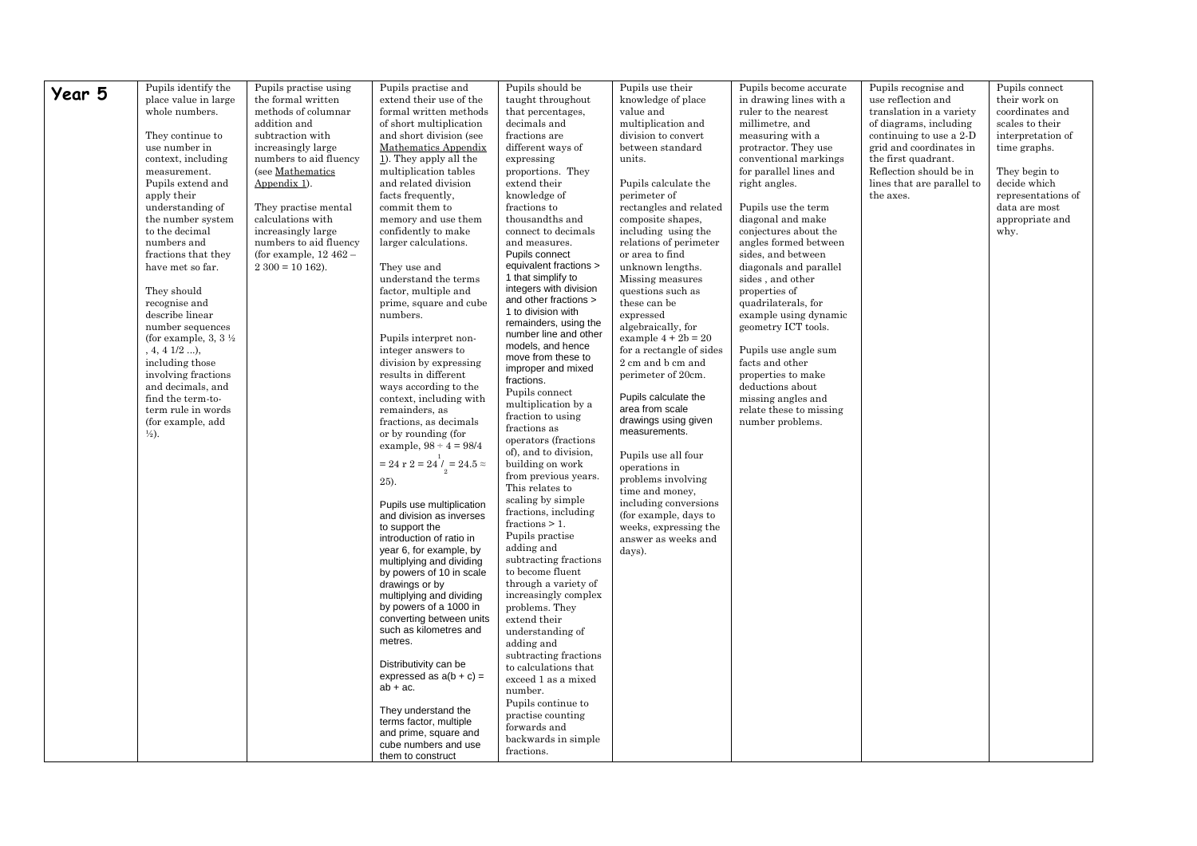| Year 5 | | | | | | | | |
|---|---|---|---|---|---|---|---|---|
| | Pupils identify the place value in large whole numbers.<br><br>They continue to use number in context, including measurement. Pupils extend and apply their understanding of the number system to the decimal numbers and fractions that they have met so far.<br><br>They should recognise and describe linear number sequences (for example, 3, 3 ½ , 4, 4 1/2 ...), including those involving fractions and decimals, and find the term-to-term rule in words (for example, add ½). | Pupils practise using the formal written methods of columnar addition and subtraction with increasingly large numbers to aid fluency (see Mathematics Appendix 1).<br><br>They practise mental calculations with increasingly large numbers to aid fluency (for example, 12 462 – 2 300 = 10 162). | Pupils practise and extend their use of the formal written methods of short multiplication and short division (see Mathematics Appendix 1). They apply all the multiplication tables and related division facts frequently, commit them to memory and use them confidently to make larger calculations.<br><br>They use and understand the terms factor, multiple and prime, square and cube numbers.<br><br>Pupils interpret non-integer answers to division by expressing results in different ways according to the context, including with remainders, as fractions, as decimals or by rounding (for example, $98 \div 4 = 98/4 = 24 \text{ r } 2 = 24\frac{1}{2} = 24.5 \approx 25$).<br><br>Pupils use multiplication and division as inverses to support the introduction of ratio in year 6, for example, by multiplying and dividing by powers of 10 in scale drawings or by multiplying and dividing by powers of a 1000 in converting between units such as kilometres and metres.<br><br>Distributivity can be expressed as $a(b + c) = ab + ac$.<br><br>They understand the terms factor, multiple and prime, square and cube numbers and use them to construct | Pupils should be taught throughout that percentages, decimals and fractions are different ways of expressing proportions. They extend their knowledge of fractions to thousandths and connect to decimals and measures.<br>Pupils connect equivalent fractions > 1 that simplify to integers with division and other fractions > 1 to division with remainders, using the number line and other models, and hence move from these to improper and mixed fractions.<br>Pupils connect multiplication by a fraction to using fractions as operators (fractions of), and to division, building on work from previous years. This relates to scaling by simple fractions, including fractions > 1.<br>Pupils practise adding and subtracting fractions to become fluent through a variety of increasingly complex problems. They extend their understanding of adding and subtracting fractions to calculations that exceed 1 as a mixed number.<br>Pupils continue to practise counting forwards and backwards in simple fractions. | Pupils use their knowledge of place value and multiplication and division to convert between standard units.<br><br>Pupils calculate the perimeter of rectangles and related composite shapes, including using the relations of perimeter or area to find unknown lengths. Missing measures questions such as these can be expressed algebraically, for example $4 + 2b = 20$ for a rectangle of sides 2 cm and b cm and perimeter of 20cm.<br><br>Pupils calculate the area from scale drawings using given measurements.<br><br>Pupils use all four operations in problems involving time and money, including conversions (for example, days to weeks, expressing the answer as weeks and days). | Pupils become accurate in drawing lines with a ruler to the nearest millimetre, and measuring with a protractor. They use conventional markings for parallel lines and right angles.<br><br>Pupils use the term diagonal and make conjectures about the angles formed between sides, and between diagonals and parallel sides , and other properties of quadrilaterals, for example using dynamic geometry ICT tools.<br><br>Pupils use angle sum facts and other properties to make deductions about missing angles and relate these to missing number problems. | Pupils recognise and use reflection and translation in a variety of diagrams, including continuing to use a 2-D grid and coordinates in the first quadrant. Reflection should be in lines that are parallel to the axes. | Pupils connect their work on coordinates and scales to their interpretation of time graphs.<br><br>They begin to decide which representations of data are most appropriate and why. |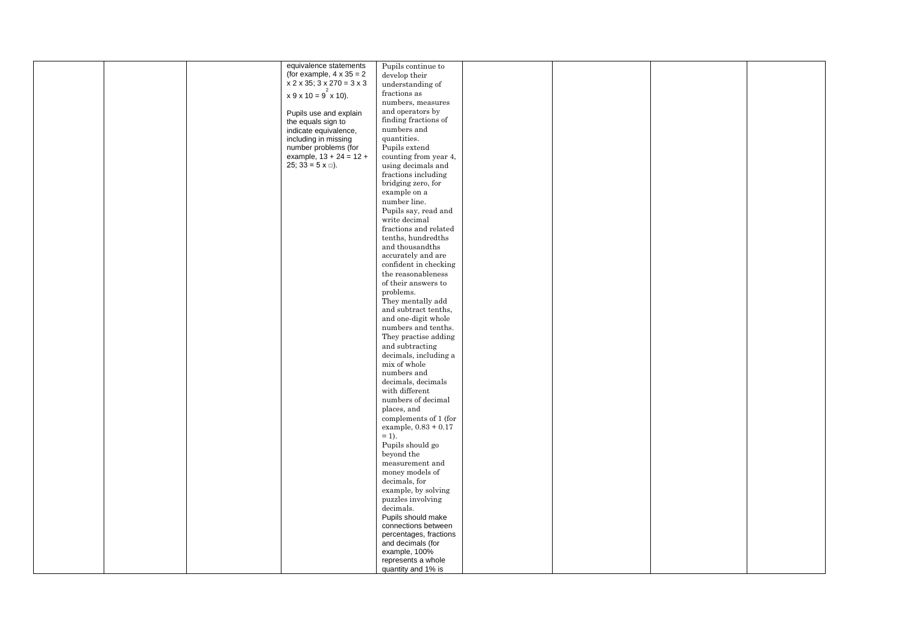|  |  |  | equivalence statements (for example, $4 \times 35 = 2 \times 2 \times 35$; $3 \times 270 = 3 \times 3 \times 9 \times 10 = 9^2 \times 10$).<br><br>Pupils use and explain the equals sign to indicate equivalence, including in missing number problems (for example, $13 + 24 = 12 + 25$; $33 = 5 \times \square$). | Pupils continue to develop their understanding of fractions as numbers, measures and operators by finding fractions of numbers and quantities.<br>Pupils extend counting from year 4, using decimals and fractions including bridging zero, for example on a number line.<br>Pupils say, read and write decimal fractions and related tenths, hundredths and thousandths accurately and are confident in checking the reasonableness of their answers to problems.<br>They mentally add and subtract tenths, and one-digit whole numbers and tenths.<br>They practise adding and subtracting decimals, including a mix of whole numbers and decimals, decimals with different numbers of decimal places, and complements of 1 (for example, $0.83 + 0.17 = 1$).<br>Pupils should go beyond the measurement and money models of decimals, for example, by solving puzzles involving decimals.<br>Pupils should make connections between percentages, fractions and decimals (for example, 100% represents a whole quantity and 1% is |  |  |  |  |
|---|---|---|---|---|---|---|---|---|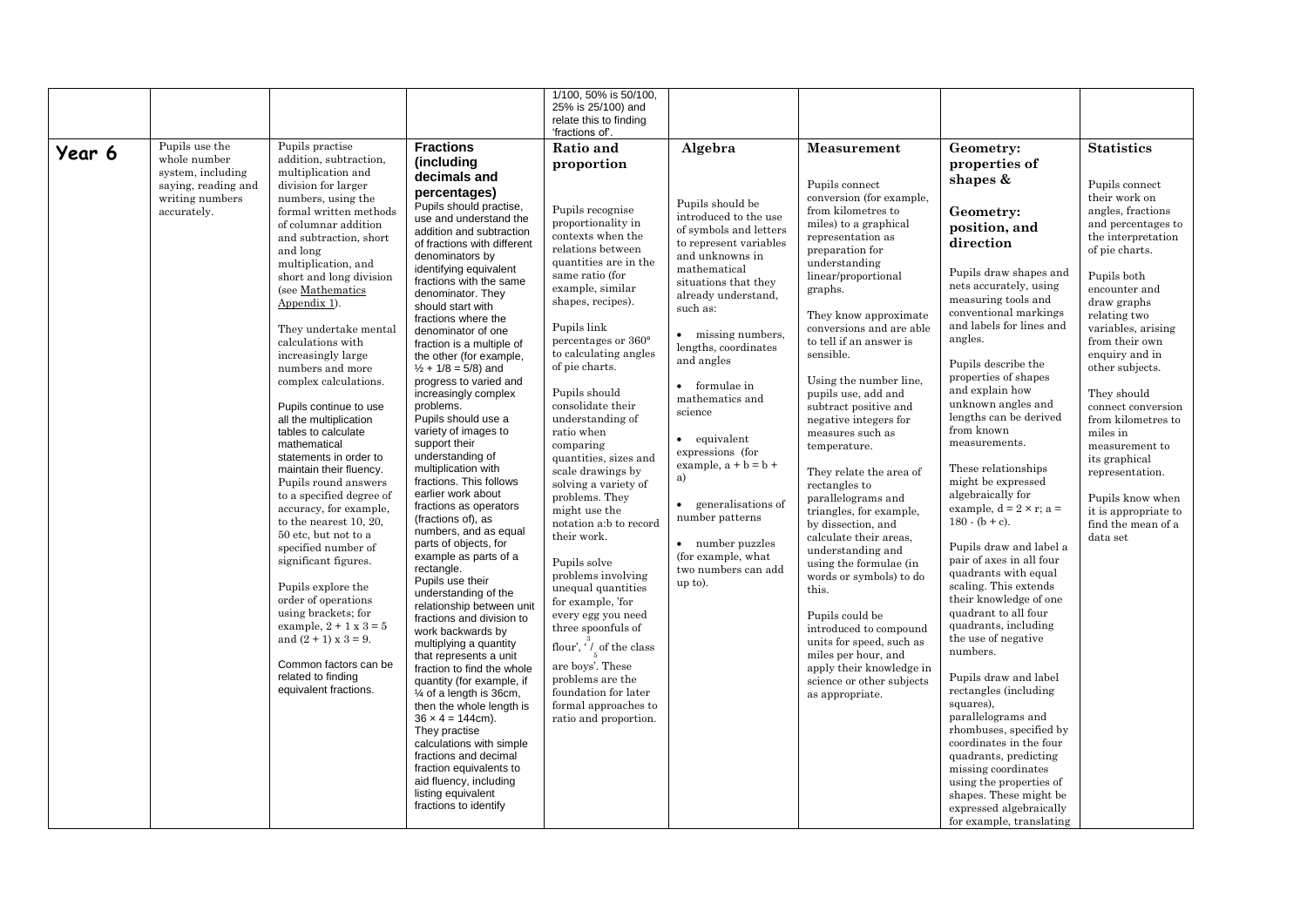|  |  |  |  | 1/100, 50% is 50/100, 25% is 25/100) and relate this to finding 'fractions of'. |  |  |  |  |
|---|---|---|---|---|---|---|---|---|
| **Year 6** | Pupils use the whole number system, including saying, reading and writing numbers accurately. | Pupils practise addition, subtraction, multiplication and division for larger numbers, using the formal written methods of columnar addition and subtraction, short and long multiplication, and short and long division (see Mathematics Appendix 1).<br><br>They undertake mental calculations with increasingly large numbers and more complex calculations.<br><br>Pupils continue to use all the multiplication tables to calculate mathematical statements in order to maintain their fluency. Pupils round answers to a specified degree of accuracy, for example, to the nearest 10, 20, 50 etc, but not to a specified number of significant figures.<br><br>Pupils explore the order of operations using brackets; for example, $2 + 1 \times 3 = 5$ and $(2 + 1) \times 3 = 9$.<br><br>Common factors can be related to finding equivalent fractions. | **Fractions (including decimals and percentages)**<br>Pupils should practise, use and understand the addition and subtraction of fractions with different denominators by identifying equivalent fractions with the same denominator. They should start with fractions where the denominator of one fraction is a multiple of the other (for example, $\frac{1}{2} + 1/8 = 5/8$) and progress to varied and increasingly complex problems.<br>Pupils should use a variety of images to support their understanding of multiplication with fractions. This follows earlier work about fractions as operators (fractions of), as numbers, and as equal parts of objects, for example as parts of a rectangle.<br>Pupils use their understanding of the relationship between unit fractions and division to work backwards by multiplying a quantity that represents a unit fraction to find the whole quantity (for example, if ¼ of a length is 36cm, then the whole length is $36 \times 4 = 144$cm).<br>They practise calculations with simple fractions and decimal fraction equivalents to aid fluency, including listing equivalent fractions to identify | **Ratio and proportion**<br><br>Pupils recognise proportionality in contexts when the relations between quantities are in the same ratio (for example, similar shapes, recipes).<br><br>Pupils link percentages or 360° to calculating angles of pie charts.<br><br>Pupils should consolidate their understanding of ratio when comparing quantities, sizes and scale drawings by solving a variety of problems. They might use the notation a:b to record their work.<br><br>Pupils solve problems involving unequal quantities for example, 'for every egg you need three spoonfuls of flour', '$\frac{3}{5}$ of the class are boys'. These problems are the foundation for later formal approaches to ratio and proportion. | **Algebra**<br><br>Pupils should be introduced to the use of symbols and letters to represent variables and unknowns in mathematical situations that they already understand, such as:<br><br>• missing numbers, lengths, coordinates and angles<br><br>• formulae in mathematics and science<br><br>• equivalent expressions (for example, $a + b = b + a$)<br><br>• generalisations of number patterns<br><br>• number puzzles (for example, what two numbers can add up to). | **Measurement**<br><br>Pupils connect conversion (for example, from kilometres to miles) to a graphical representation as preparation for understanding linear/proportional graphs.<br><br>They know approximate conversions and are able to tell if an answer is sensible.<br><br>Using the number line, pupils use, add and subtract positive and negative integers for measures such as temperature.<br><br>They relate the area of rectangles to parallelograms and triangles, for example, by dissection, and calculate their areas, understanding and using the formulae (in words or symbols) to do this.<br><br>Pupils could be introduced to compound units for speed, such as miles per hour, and apply their knowledge in science or other subjects as appropriate. | **Geometry: properties of shapes &**<br><br>**Geometry: position, and direction**<br><br>Pupils draw shapes and nets accurately, using measuring tools and conventional markings and labels for lines and angles.<br><br>Pupils describe the properties of shapes and explain how unknown angles and lengths can be derived from known measurements.<br><br>These relationships might be expressed algebraically for example, $d = 2 \times r$; $a = 180 - (b + c)$.<br><br>Pupils draw and label a pair of axes in all four quadrants with equal scaling. This extends their knowledge of one quadrant to all four quadrants, including the use of negative numbers.<br><br>Pupils draw and label rectangles (including squares), parallelograms and rhombuses, specified by coordinates in the four quadrants, predicting missing coordinates using the properties of shapes. These might be expressed algebraically for example, translating | **Statistics**<br><br>Pupils connect their work on angles, fractions and percentages to the interpretation of pie charts.<br><br>Pupils both encounter and draw graphs relating two variables, arising from their own enquiry and in other subjects.<br><br>They should connect conversion from kilometres to miles in measurement to its graphical representation.<br><br>Pupils know when it is appropriate to find the mean of a data set |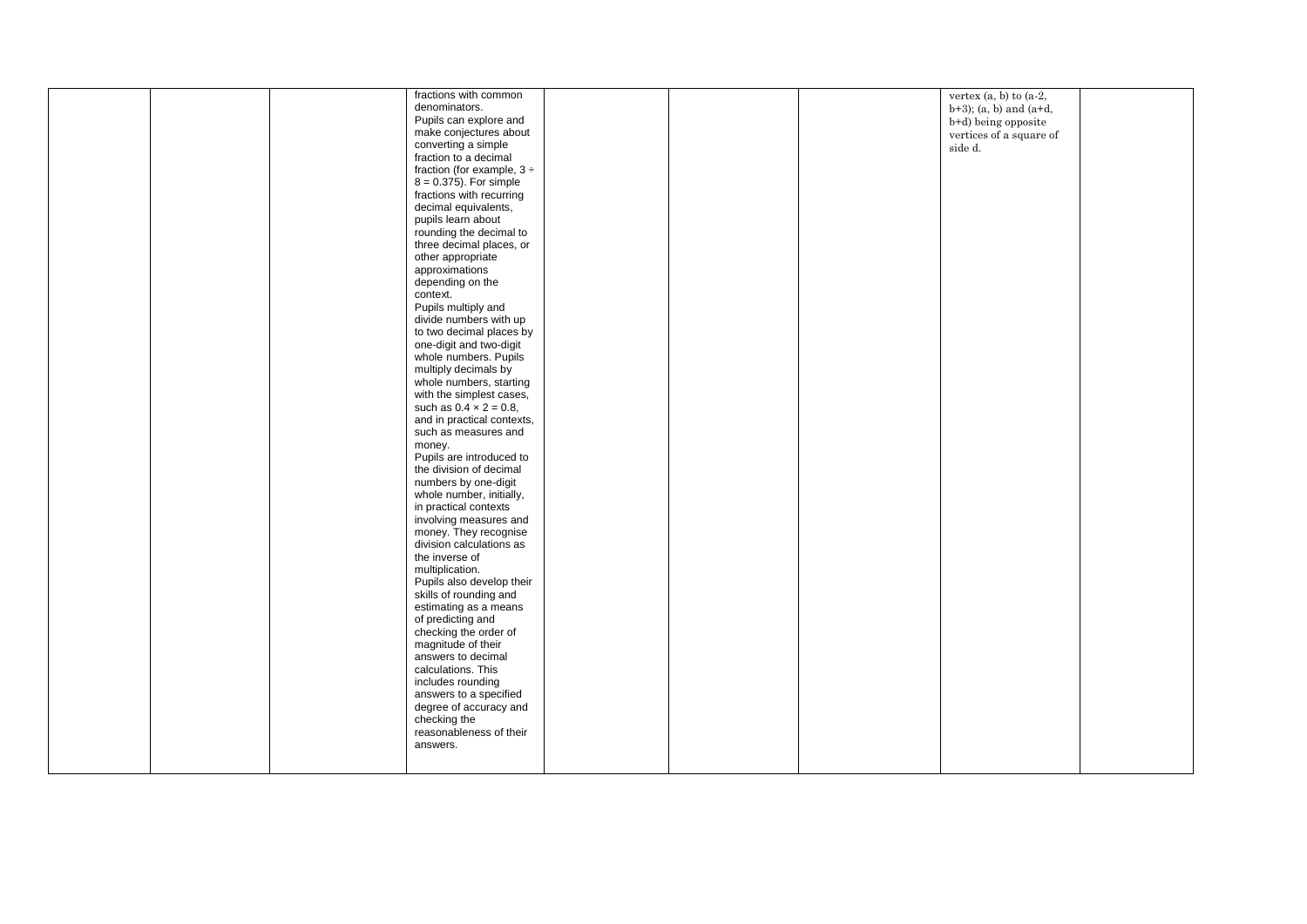| | | | | | | | | |
|---|---|---|---|---|---|---|---|---|
| | | | fractions with common denominators.<br>Pupils can explore and make conjectures about converting a simple fraction to a decimal fraction (for example, $3 \div 8 = 0.375$). For simple fractions with recurring decimal equivalents, pupils learn about rounding the decimal to three decimal places, or other appropriate approximations depending on the context.<br>Pupils multiply and divide numbers with up to two decimal places by one-digit and two-digit whole numbers. Pupils multiply decimals by whole numbers, starting with the simplest cases, such as $0.4 \times 2 = 0.8$, and in practical contexts, such as measures and money.<br>Pupils are introduced to the division of decimal numbers by one-digit whole number, initially, in practical contexts involving measures and money. They recognise division calculations as the inverse of multiplication.<br>Pupils also develop their skills of rounding and estimating as a means of predicting and checking the order of magnitude of their answers to decimal calculations. This includes rounding answers to a specified degree of accuracy and checking the reasonableness of their answers. | | | | vertex (a, b) to (a-2, b+3); (a, b) and (a+d, b+d) being opposite vertices of a square of side d. | |